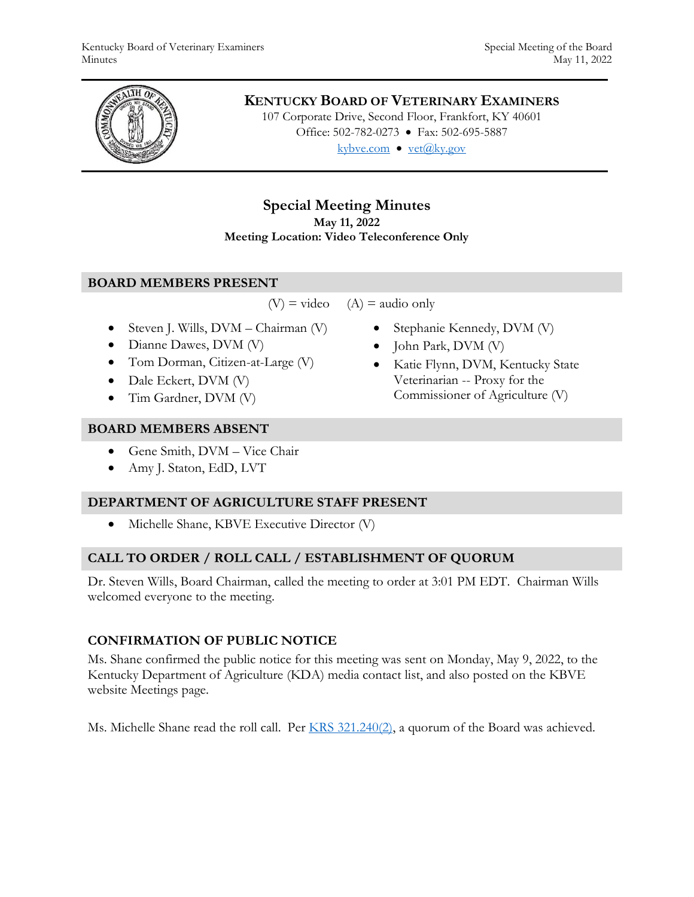# KENTUCKY BOARD OF VETERINARY EXAMINERS

107 Corporate Drive, Second Floor, Frankfort, KY 40601
Office: 502-782-0273 • Fax: 502-695-5887
[kybve.com](kybve.com) • [vet@ky.gov](mailto:vet@ky.gov)

## Special Meeting Minutes

**May 11, 2022**
**Meeting Location: Video Teleconference Only**

### BOARD MEMBERS PRESENT

(V) = video (A) = audio only

- Steven J. Wills, DVM – Chairman (V)
- Dianne Dawes, DVM (V)
- Tom Dorman, Citizen-at-Large (V)
- Dale Eckert, DVM (V)
- Tim Gardner, DVM (V)
- Stephanie Kennedy, DVM (V)
- John Park, DVM (V)
- Katie Flynn, DVM, Kentucky State Veterinarian -- Proxy for the Commissioner of Agriculture (V)

### BOARD MEMBERS ABSENT

- Gene Smith, DVM – Vice Chair
- Amy J. Staton, EdD, LVT

### DEPARTMENT OF AGRICULTURE STAFF PRESENT

- Michelle Shane, KBVE Executive Director (V)

### CALL TO ORDER / ROLL CALL / ESTABLISHMENT OF QUORUM

Dr. Steven Wills, Board Chairman, called the meeting to order at 3:01 PM EDT. Chairman Wills welcomed everyone to the meeting.

### CONFIRMATION OF PUBLIC NOTICE

Ms. Shane confirmed the public notice for this meeting was sent on Monday, May 9, 2022, to the Kentucky Department of Agriculture (KDA) media contact list, and also posted on the KBVE website Meetings page.

Ms. Michelle Shane read the roll call. Per KRS 321.240(2), a quorum of the Board was achieved.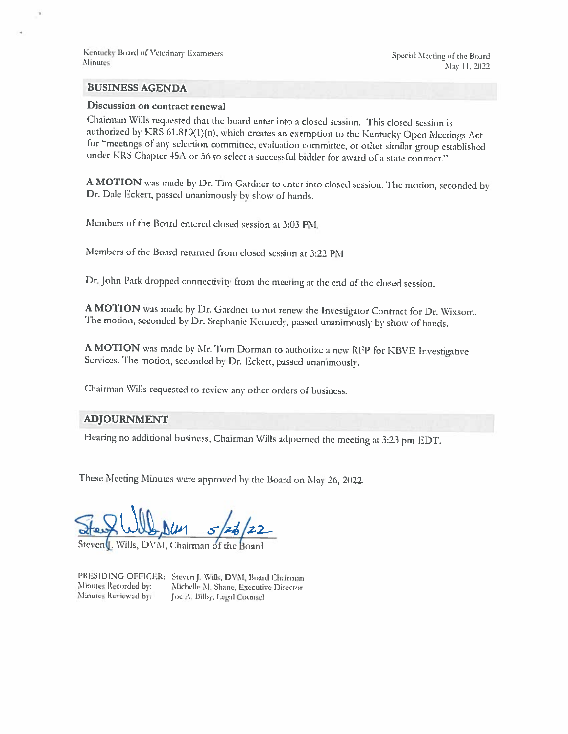## BUSINESS AGENDA

### Discussion on contract renewal

Chairman Wills requested that the board enter into a closed session. This closed session is authorized by KRS 61.810(1)(n), which creates an exemption to the Kentucky Open Meetings Act for "meetings of any selection committee, evaluation committee, or other similar group established under KRS Chapter 45A or 56 to select a successful bidder for award of a state contract."

**A MOTION** was made by Dr. Tim Gardner to enter into closed session. The motion, seconded by Dr. Dale Eckert, passed unanimously by show of hands.

Members of the Board entered closed session at 3:03 PM.

Members of the Board returned from closed session at 3:22 PM

Dr. John Park dropped connectivity from the meeting at the end of the closed session.

**A MOTION** was made by Dr. Gardner to not renew the Investigator Contract for Dr. Wixsom. The motion, seconded by Dr. Stephanie Kennedy, passed unanimously by show of hands.

**A MOTION** was made by Mr. Tom Dorman to authorize a new RFP for KBVE Investigative Services. The motion, seconded by Dr. Eckert, passed unanimously.

Chairman Wills requested to review any other orders of business.

## ADJOURNMENT

Hearing no additional business, Chairman Wills adjourned the meeting at 3:23 pm EDT.

These Meeting Minutes were approved by the Board on May 26, 2022.

Steven J. Wills, DVM 5/26/22

Steven J. Wills, DVM, Chairman of the Board

PRESIDING OFFICER: Steven J. Wills, DVM, Board Chairman
Minutes Recorded by: Michelle M. Shane, Executive Director
Minutes Reviewed by: Joe A. Bilby, Legal Counsel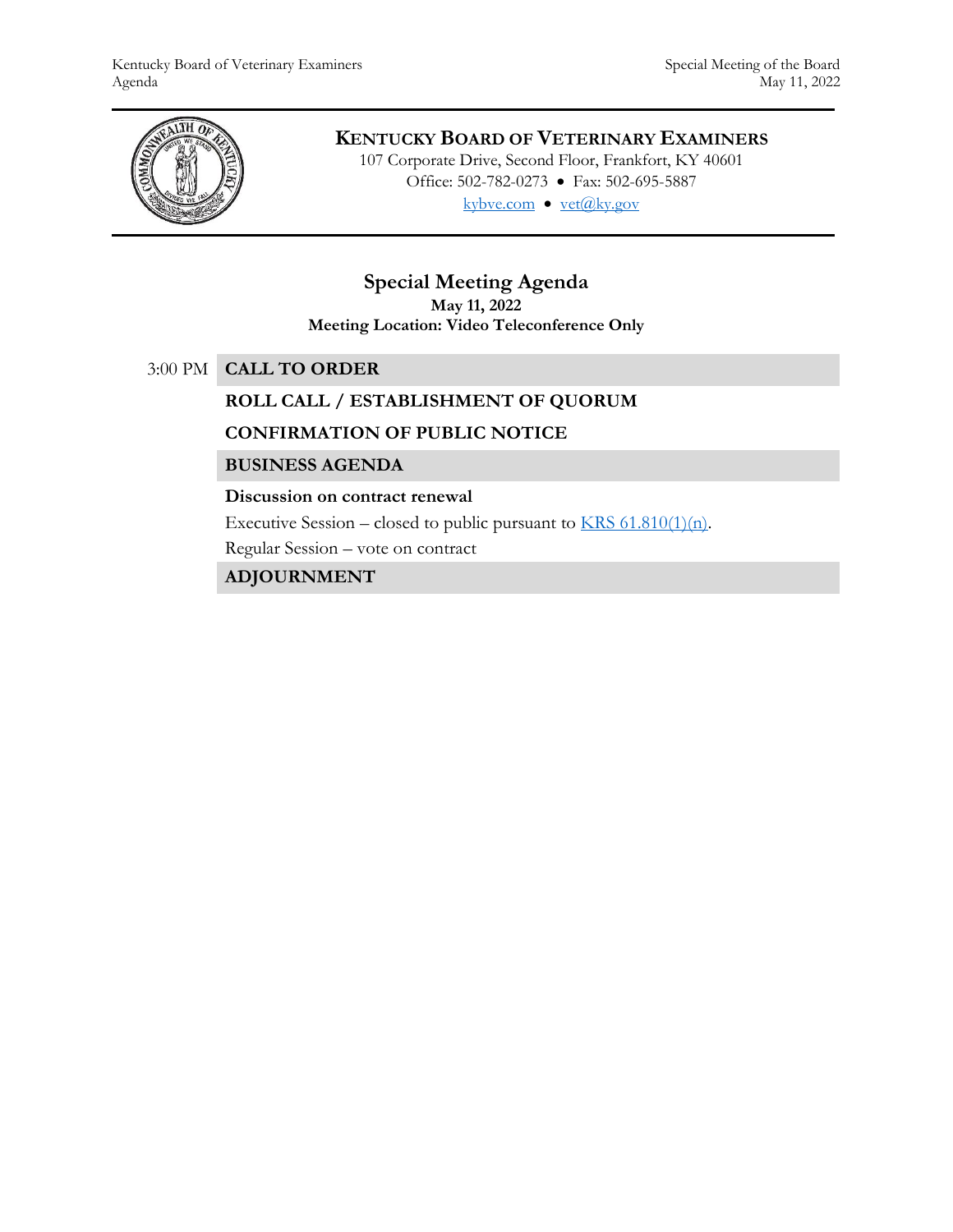# KENTUCKY BOARD OF VETERINARY EXAMINERS

107 Corporate Drive, Second Floor, Frankfort, KY 40601
Office: 502-782-0273 • Fax: 502-695-5887
kybve.com • vet@ky.gov

## Special Meeting Agenda

**May 11, 2022**
**Meeting Location: Video Teleconference Only**

3:00 PM **CALL TO ORDER**

**ROLL CALL / ESTABLISHMENT OF QUORUM**

**CONFIRMATION OF PUBLIC NOTICE**

**BUSINESS AGENDA**

**Discussion on contract renewal**

Executive Session – closed to public pursuant to KRS 61.810(1)(n).

Regular Session – vote on contract

**ADJOURNMENT**